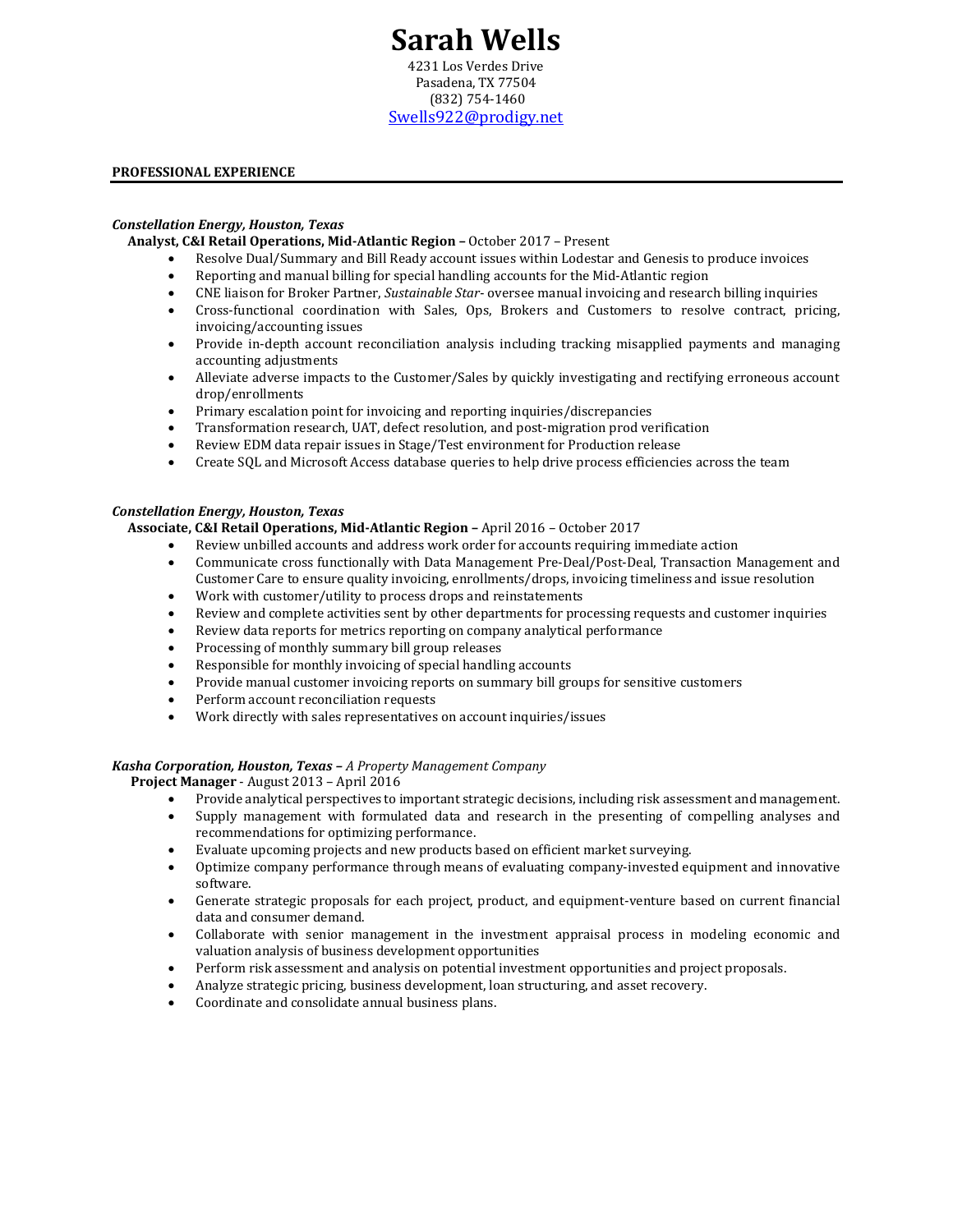# Sarah Wells

4231 Los Verdes Drive
Pasadena, TX 77504
(832) 754-1460
Swells922@prodigy.net

## PROFESSIONAL EXPERIENCE

***Constellation Energy, Houston, Texas***

**Analyst, C&I Retail Operations, Mid-Atlantic Region –** October 2017 – Present

- Resolve Dual/Summary and Bill Ready account issues within Lodestar and Genesis to produce invoices
- Reporting and manual billing for special handling accounts for the Mid-Atlantic region
- CNE liaison for Broker Partner, *Sustainable Star*- oversee manual invoicing and research billing inquiries
- Cross-functional coordination with Sales, Ops, Brokers and Customers to resolve contract, pricing, invoicing/accounting issues
- Provide in-depth account reconciliation analysis including tracking misapplied payments and managing accounting adjustments
- Alleviate adverse impacts to the Customer/Sales by quickly investigating and rectifying erroneous account drop/enrollments
- Primary escalation point for invoicing and reporting inquiries/discrepancies
- Transformation research, UAT, defect resolution, and post-migration prod verification
- Review EDM data repair issues in Stage/Test environment for Production release
- Create SQL and Microsoft Access database queries to help drive process efficiencies across the team

***Constellation Energy, Houston, Texas***

**Associate, C&I Retail Operations, Mid-Atlantic Region –** April 2016 – October 2017

- Review unbilled accounts and address work order for accounts requiring immediate action
- Communicate cross functionally with Data Management Pre-Deal/Post-Deal, Transaction Management and Customer Care to ensure quality invoicing, enrollments/drops, invoicing timeliness and issue resolution
- Work with customer/utility to process drops and reinstatements
- Review and complete activities sent by other departments for processing requests and customer inquiries
- Review data reports for metrics reporting on company analytical performance
- Processing of monthly summary bill group releases
- Responsible for monthly invoicing of special handling accounts
- Provide manual customer invoicing reports on summary bill groups for sensitive customers
- Perform account reconciliation requests
- Work directly with sales representatives on account inquiries/issues

***Kasha Corporation, Houston, Texas –*** *A Property Management Company*

**Project Manager** - August 2013 – April 2016

- Provide analytical perspectives to important strategic decisions, including risk assessment and management.
- Supply management with formulated data and research in the presenting of compelling analyses and recommendations for optimizing performance.
- Evaluate upcoming projects and new products based on efficient market surveying.
- Optimize company performance through means of evaluating company-invested equipment and innovative software.
- Generate strategic proposals for each project, product, and equipment-venture based on current financial data and consumer demand.
- Collaborate with senior management in the investment appraisal process in modeling economic and valuation analysis of business development opportunities
- Perform risk assessment and analysis on potential investment opportunities and project proposals.
- Analyze strategic pricing, business development, loan structuring, and asset recovery.
- Coordinate and consolidate annual business plans.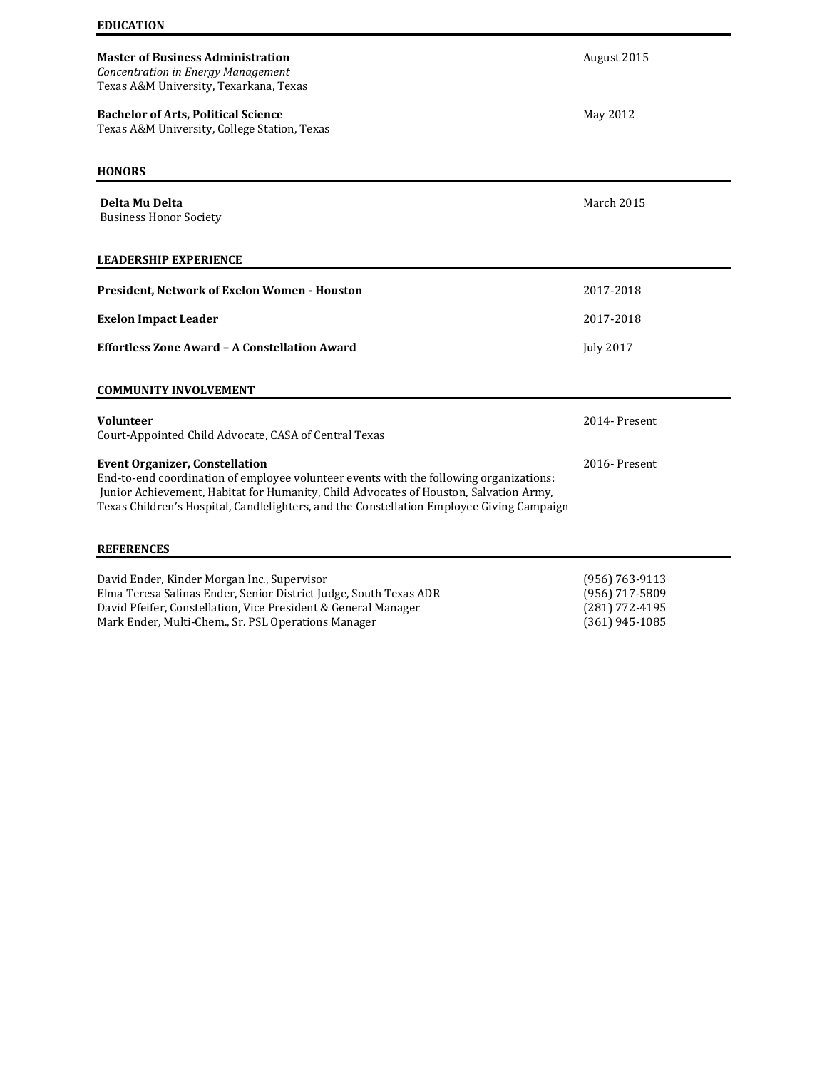## EDUCATION

**Master of Business Administration** — August 2015
*Concentration in Energy Management*
Texas A&M University, Texarkana, Texas

**Bachelor of Arts, Political Science** — May 2012
Texas A&M University, College Station, Texas

## HONORS

**Delta Mu Delta** — March 2015
Business Honor Society

## LEADERSHIP EXPERIENCE

**President, Network of Exelon Women - Houston** — 2017-2018

**Exelon Impact Leader** — 2017-2018

**Effortless Zone Award – A Constellation Award** — July 2017

## COMMUNITY INVOLVEMENT

**Volunteer** — 2014- Present
Court-Appointed Child Advocate, CASA of Central Texas

**Event Organizer, Constellation** — 2016- Present
End-to-end coordination of employee volunteer events with the following organizations: Junior Achievement, Habitat for Humanity, Child Advocates of Houston, Salvation Army, Texas Children's Hospital, Candlelighters, and the Constellation Employee Giving Campaign

## REFERENCES

| | |
|---|---|
| David Ender, Kinder Morgan Inc., Supervisor | (956) 763-9113 |
| Elma Teresa Salinas Ender, Senior District Judge, South Texas ADR | (956) 717-5809 |
| David Pfeifer, Constellation, Vice President & General Manager | (281) 772-4195 |
| Mark Ender, Multi-Chem., Sr. PSL Operations Manager | (361) 945-1085 |